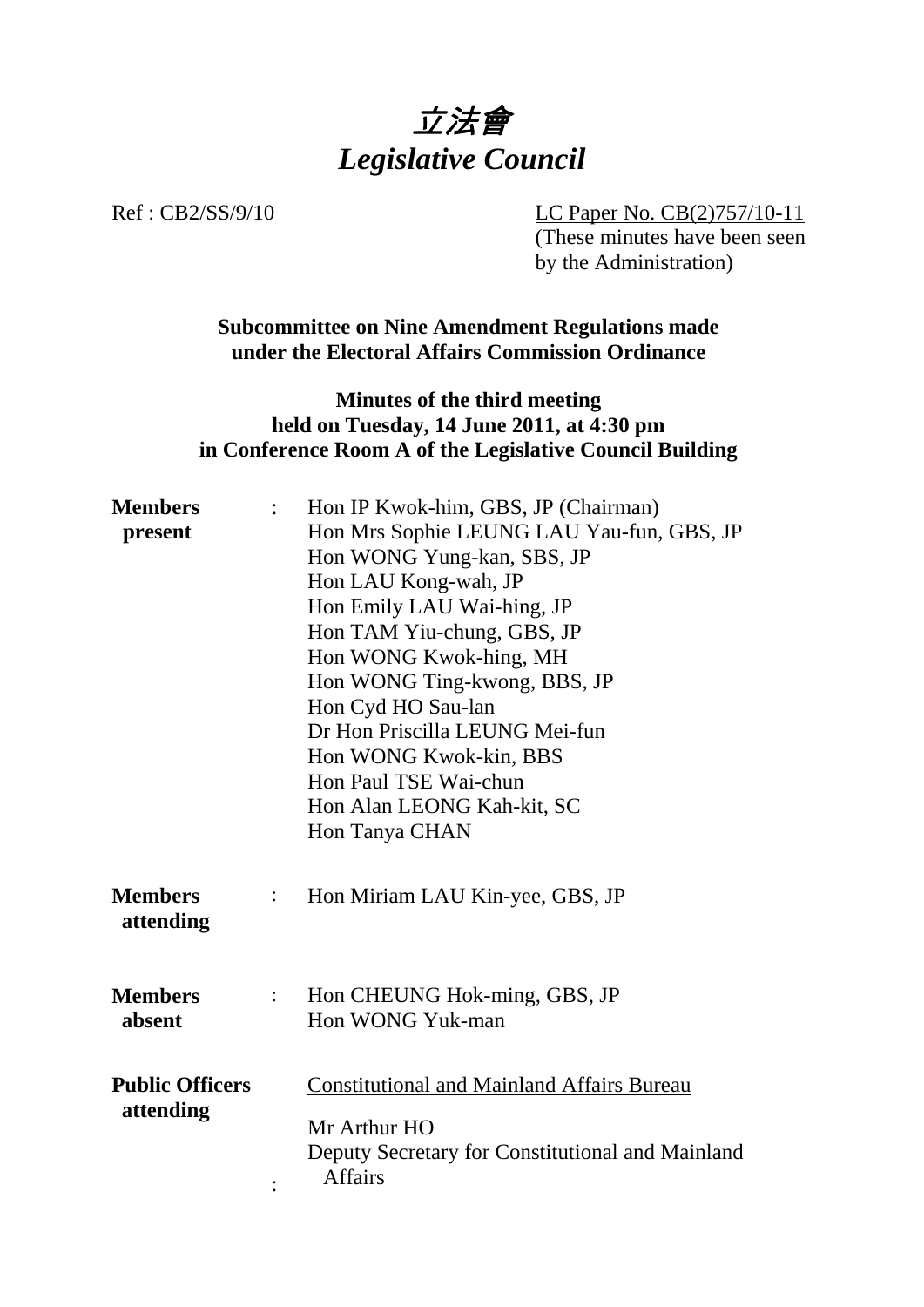# 立法會
# *Legislative Council*

Ref : CB2/SS/9/10

LC Paper No. CB(2)757/10-11
(These minutes have been seen by the Administration)

**Subcommittee on Nine Amendment Regulations made under the Electoral Affairs Commission Ordinance**

**Minutes of the third meeting held on Tuesday, 14 June 2011, at 4:30 pm in Conference Room A of the Legislative Council Building**

| | | |
|---|---|---|
| **Members present** | : | Hon IP Kwok-him, GBS, JP (Chairman)<br>Hon Mrs Sophie LEUNG LAU Yau-fun, GBS, JP<br>Hon WONG Yung-kan, SBS, JP<br>Hon LAU Kong-wah, JP<br>Hon Emily LAU Wai-hing, JP<br>Hon TAM Yiu-chung, GBS, JP<br>Hon WONG Kwok-hing, MH<br>Hon WONG Ting-kwong, BBS, JP<br>Hon Cyd HO Sau-lan<br>Dr Hon Priscilla LEUNG Mei-fun<br>Hon WONG Kwok-kin, BBS<br>Hon Paul TSE Wai-chun<br>Hon Alan LEONG Kah-kit, SC<br>Hon Tanya CHAN |
| **Members attending** | : | Hon Miriam LAU Kin-yee, GBS, JP |
| **Members absent** | : | Hon CHEUNG Hok-ming, GBS, JP<br>Hon WONG Yuk-man |
| **Public Officers attending** | : | Constitutional and Mainland Affairs Bureau<br><br>Mr Arthur HO<br>Deputy Secretary for Constitutional and Mainland Affairs |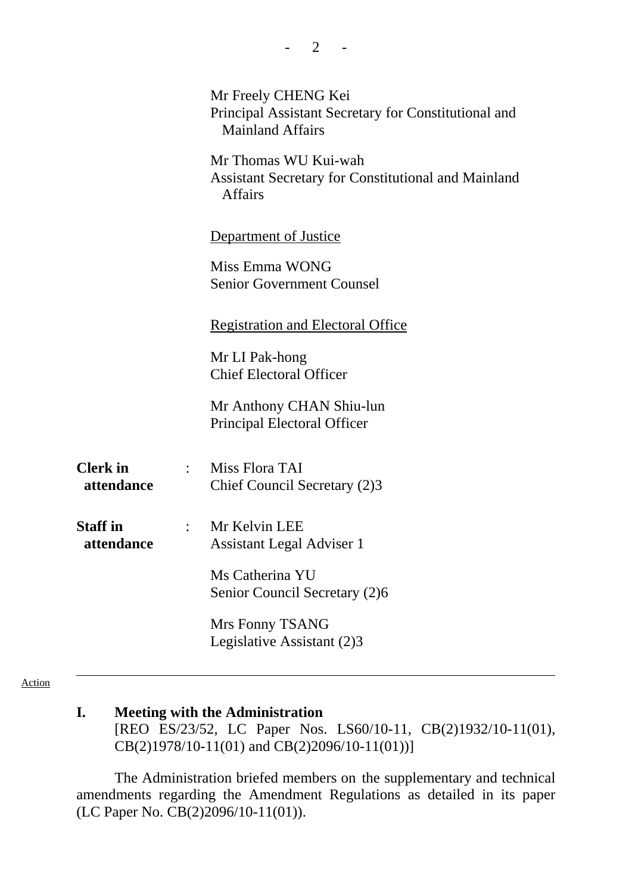Mr Freely CHENG Kei
Principal Assistant Secretary for Constitutional and Mainland Affairs

Mr Thomas WU Kui-wah
Assistant Secretary for Constitutional and Mainland Affairs

Department of Justice

Miss Emma WONG
Senior Government Counsel

Registration and Electoral Office

Mr LI Pak-hong
Chief Electoral Officer

Mr Anthony CHAN Shiu-lun
Principal Electoral Officer

**Clerk in attendance** : Miss Flora TAI
Chief Council Secretary (2)3

**Staff in attendance** : Mr Kelvin LEE
Assistant Legal Adviser 1

Ms Catherina YU
Senior Council Secretary (2)6

Mrs Fonny TSANG
Legislative Assistant (2)3

---

Action

**I. Meeting with the Administration**
[REO ES/23/52, LC Paper Nos. LS60/10-11, CB(2)1932/10-11(01), CB(2)1978/10-11(01) and CB(2)2096/10-11(01))]

The Administration briefed members on the supplementary and technical amendments regarding the Amendment Regulations as detailed in its paper (LC Paper No. CB(2)2096/10-11(01)).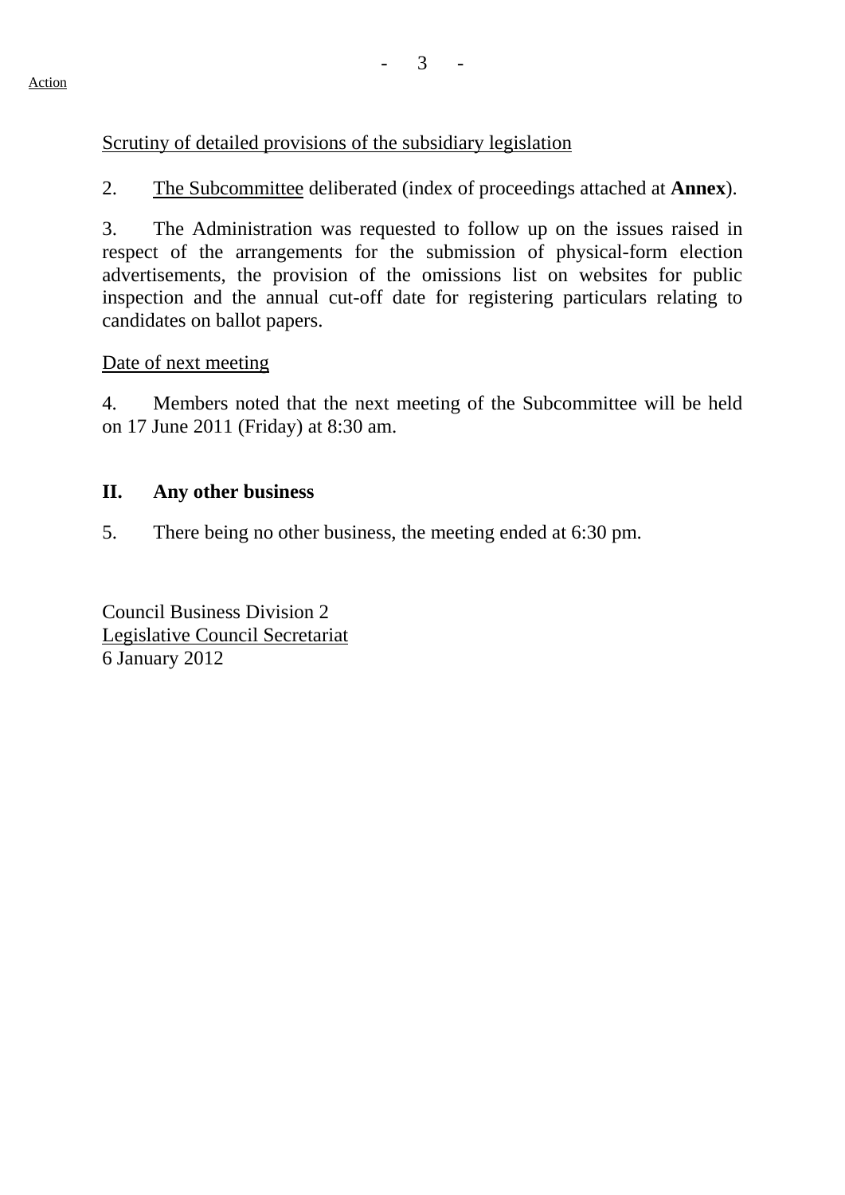Action

Scrutiny of detailed provisions of the subsidiary legislation

2. The Subcommittee deliberated (index of proceedings attached at **Annex**).

3. The Administration was requested to follow up on the issues raised in respect of the arrangements for the submission of physical-form election advertisements, the provision of the omissions list on websites for public inspection and the annual cut-off date for registering particulars relating to candidates on ballot papers.

Date of next meeting

4. Members noted that the next meeting of the Subcommittee will be held on 17 June 2011 (Friday) at 8:30 am.

## II. Any other business

5. There being no other business, the meeting ended at 6:30 pm.

Council Business Division 2
Legislative Council Secretariat
6 January 2012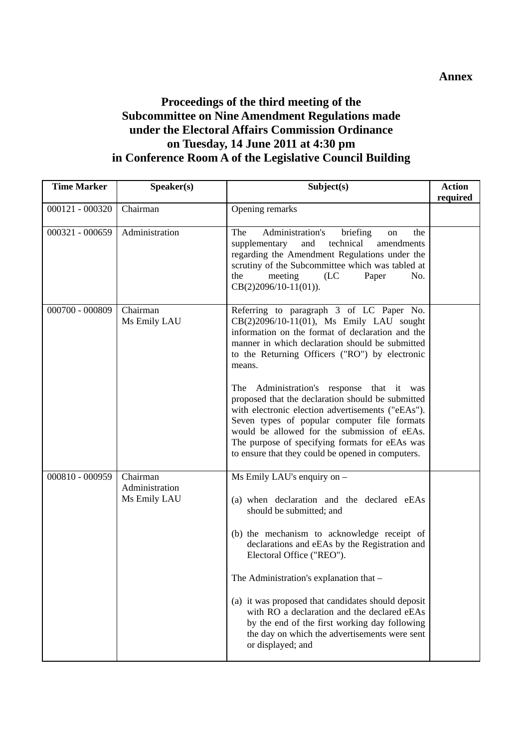**Annex**

# Proceedings of the third meeting of the Subcommittee on Nine Amendment Regulations made under the Electoral Affairs Commission Ordinance on Tuesday, 14 June 2011 at 4:30 pm in Conference Room A of the Legislative Council Building

| Time Marker | Speaker(s) | Subject(s) | Action required |
|---|---|---|---|
| 000121 - 000320 | Chairman | Opening remarks | |
| 000321 - 000659 | Administration | The Administration's briefing on the supplementary and technical amendments regarding the Amendment Regulations under the scrutiny of the Subcommittee which was tabled at the meeting (LC Paper No. CB(2)2096/10-11(01)). | |
| 000700 - 000809 | Chairman<br>Ms Emily LAU | Referring to paragraph 3 of LC Paper No. CB(2)2096/10-11(01), Ms Emily LAU sought information on the format of declaration and the manner in which declaration should be submitted to the Returning Officers ("RO") by electronic means.<br><br>The Administration's response that it was proposed that the declaration should be submitted with electronic election advertisements ("eEAs"). Seven types of popular computer file formats would be allowed for the submission of eEAs. The purpose of specifying formats for eEAs was to ensure that they could be opened in computers. | |
| 000810 - 000959 | Chairman<br>Administration<br>Ms Emily LAU | Ms Emily LAU's enquiry on –<br><br>(a) when declaration and the declared eEAs should be submitted; and<br><br>(b) the mechanism to acknowledge receipt of declarations and eEAs by the Registration and Electoral Office ("REO").<br><br>The Administration's explanation that –<br><br>(a) it was proposed that candidates should deposit with RO a declaration and the declared eEAs by the end of the first working day following the day on which the advertisements were sent or displayed; and | |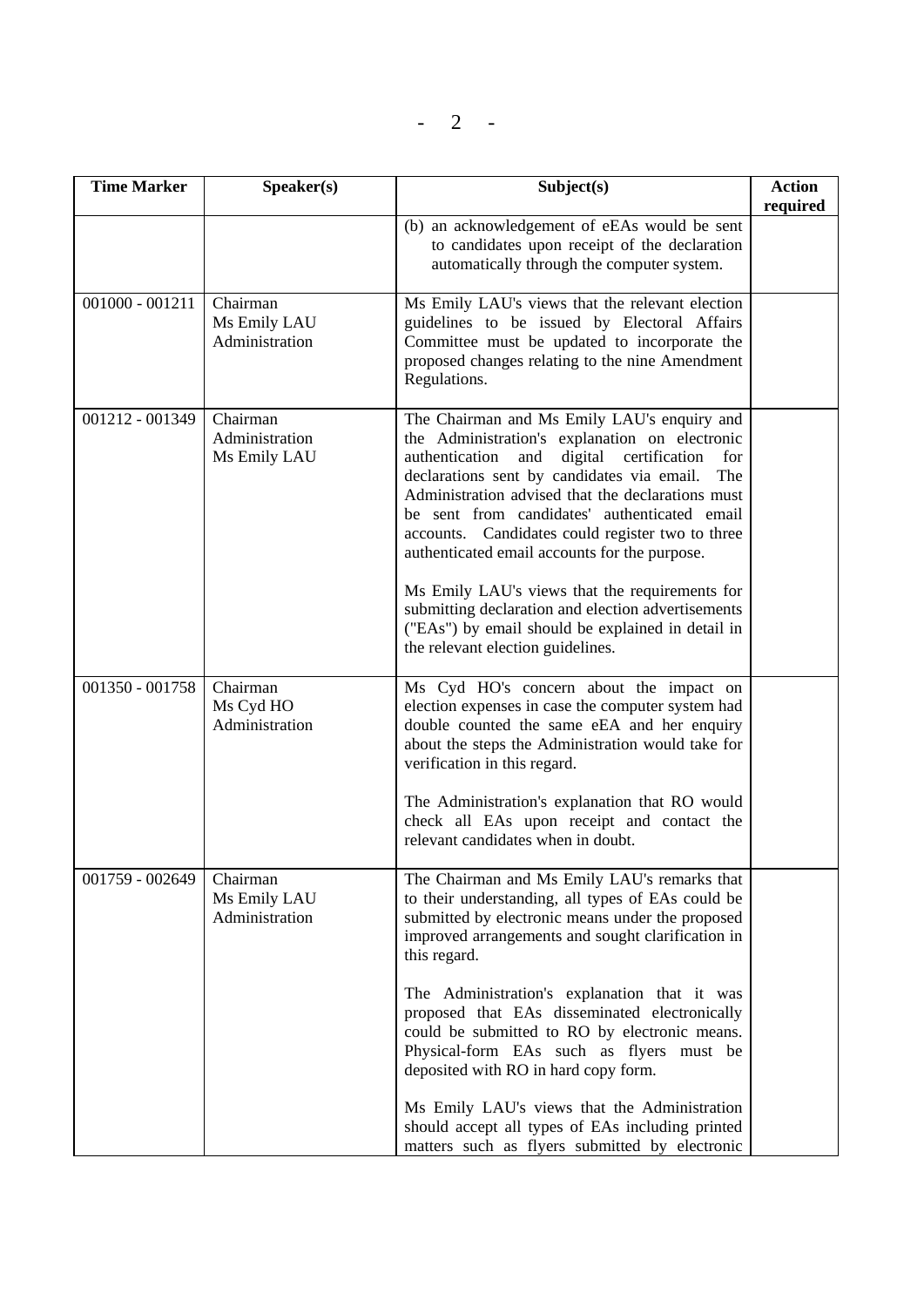| Time Marker | Speaker(s) | Subject(s) | Action required |
|---|---|---|---|
| | | (b) an acknowledgement of eEAs would be sent to candidates upon receipt of the declaration automatically through the computer system. | |
| 001000 - 001211 | Chairman<br>Ms Emily LAU<br>Administration | Ms Emily LAU's views that the relevant election guidelines to be issued by Electoral Affairs Committee must be updated to incorporate the proposed changes relating to the nine Amendment Regulations. | |
| 001212 - 001349 | Chairman<br>Administration<br>Ms Emily LAU | The Chairman and Ms Emily LAU's enquiry and the Administration's explanation on electronic authentication and digital certification for declarations sent by candidates via email. The Administration advised that the declarations must be sent from candidates' authenticated email accounts. Candidates could register two to three authenticated email accounts for the purpose.<br><br>Ms Emily LAU's views that the requirements for submitting declaration and election advertisements ("EAs") by email should be explained in detail in the relevant election guidelines. | |
| 001350 - 001758 | Chairman<br>Ms Cyd HO<br>Administration | Ms Cyd HO's concern about the impact on election expenses in case the computer system had double counted the same eEA and her enquiry about the steps the Administration would take for verification in this regard.<br><br>The Administration's explanation that RO would check all EAs upon receipt and contact the relevant candidates when in doubt. | |
| 001759 - 002649 | Chairman<br>Ms Emily LAU<br>Administration | The Chairman and Ms Emily LAU's remarks that to their understanding, all types of EAs could be submitted by electronic means under the proposed improved arrangements and sought clarification in this regard.<br><br>The Administration's explanation that it was proposed that EAs disseminated electronically could be submitted to RO by electronic means. Physical-form EAs such as flyers must be deposited with RO in hard copy form.<br><br>Ms Emily LAU's views that the Administration should accept all types of EAs including printed matters such as flyers submitted by electronic | |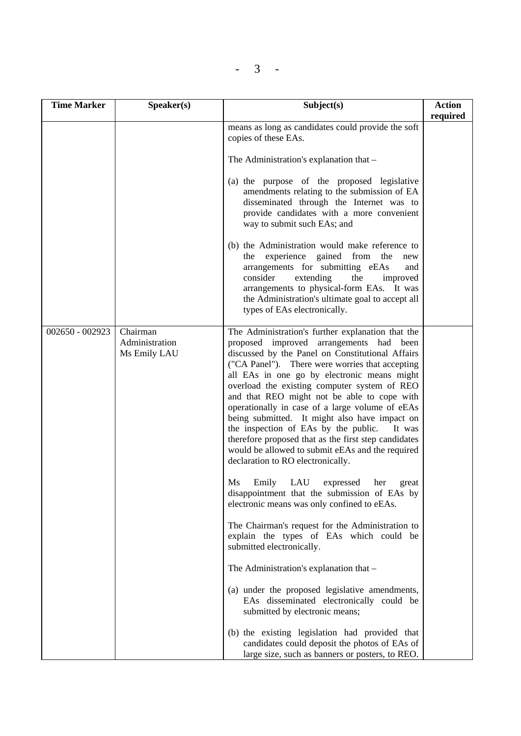| Time Marker | Speaker(s) | Subject(s) | Action required |
|---|---|---|---|
| | | means as long as candidates could provide the soft copies of these EAs.<br><br>The Administration's explanation that –<br><br>(a) the purpose of the proposed legislative amendments relating to the submission of EA disseminated through the Internet was to provide candidates with a more convenient way to submit such EAs; and<br><br>(b) the Administration would make reference to the experience gained from the new arrangements for submitting eEAs and consider extending the improved arrangements to physical-form EAs. It was the Administration's ultimate goal to accept all types of EAs electronically. | |
| 002650 - 002923 | Chairman<br>Administration<br>Ms Emily LAU | The Administration's further explanation that the proposed improved arrangements had been discussed by the Panel on Constitutional Affairs ("CA Panel"). There were worries that accepting all EAs in one go by electronic means might overload the existing computer system of REO and that REO might not be able to cope with operationally in case of a large volume of eEAs being submitted. It might also have impact on the inspection of EAs by the public. It was therefore proposed that as the first step candidates would be allowed to submit eEAs and the required declaration to RO electronically.<br><br>Ms Emily LAU expressed her great disappointment that the submission of EAs by electronic means was only confined to eEAs.<br><br>The Chairman's request for the Administration to explain the types of EAs which could be submitted electronically.<br><br>The Administration's explanation that –<br><br>(a) under the proposed legislative amendments, EAs disseminated electronically could be submitted by electronic means;<br><br>(b) the existing legislation had provided that candidates could deposit the photos of EAs of large size, such as banners or posters, to REO. | |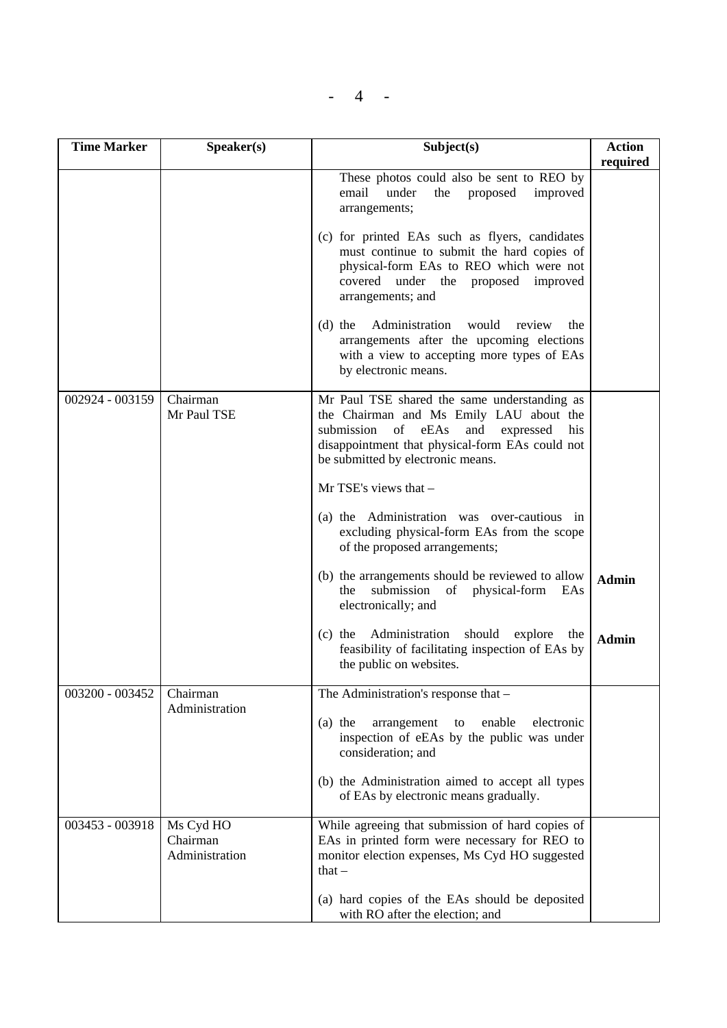| Time Marker | Speaker(s) | Subject(s) | Action required |
|---|---|---|---|
| | | These photos could also be sent to REO by email under the proposed improved arrangements;<br><br>(c) for printed EAs such as flyers, candidates must continue to submit the hard copies of physical-form EAs to REO which were not covered under the proposed improved arrangements; and<br><br>(d) the Administration would review the arrangements after the upcoming elections with a view to accepting more types of EAs by electronic means. | |
| 002924 - 003159 | Chairman<br>Mr Paul TSE | Mr Paul TSE shared the same understanding as the Chairman and Ms Emily LAU about the submission of eEAs and expressed his disappointment that physical-form EAs could not be submitted by electronic means.<br><br>Mr TSE's views that –<br><br>(a) the Administration was over-cautious in excluding physical-form EAs from the scope of the proposed arrangements;<br><br>(b) the arrangements should be reviewed to allow the submission of physical-form EAs electronically; and<br><br>(c) the Administration should explore the feasibility of facilitating inspection of EAs by the public on websites. | <br><br><br><br><br><br><br><br>**Admin**<br><br>**Admin** |
| 003200 - 003452 | Chairman<br>Administration | The Administration's response that –<br><br>(a) the arrangement to enable electronic inspection of eEAs by the public was under consideration; and<br><br>(b) the Administration aimed to accept all types of EAs by electronic means gradually. | |
| 003453 - 003918 | Ms Cyd HO<br>Chairman<br>Administration | While agreeing that submission of hard copies of EAs in printed form were necessary for REO to monitor election expenses, Ms Cyd HO suggested that –<br><br>(a) hard copies of the EAs should be deposited with RO after the election; and | |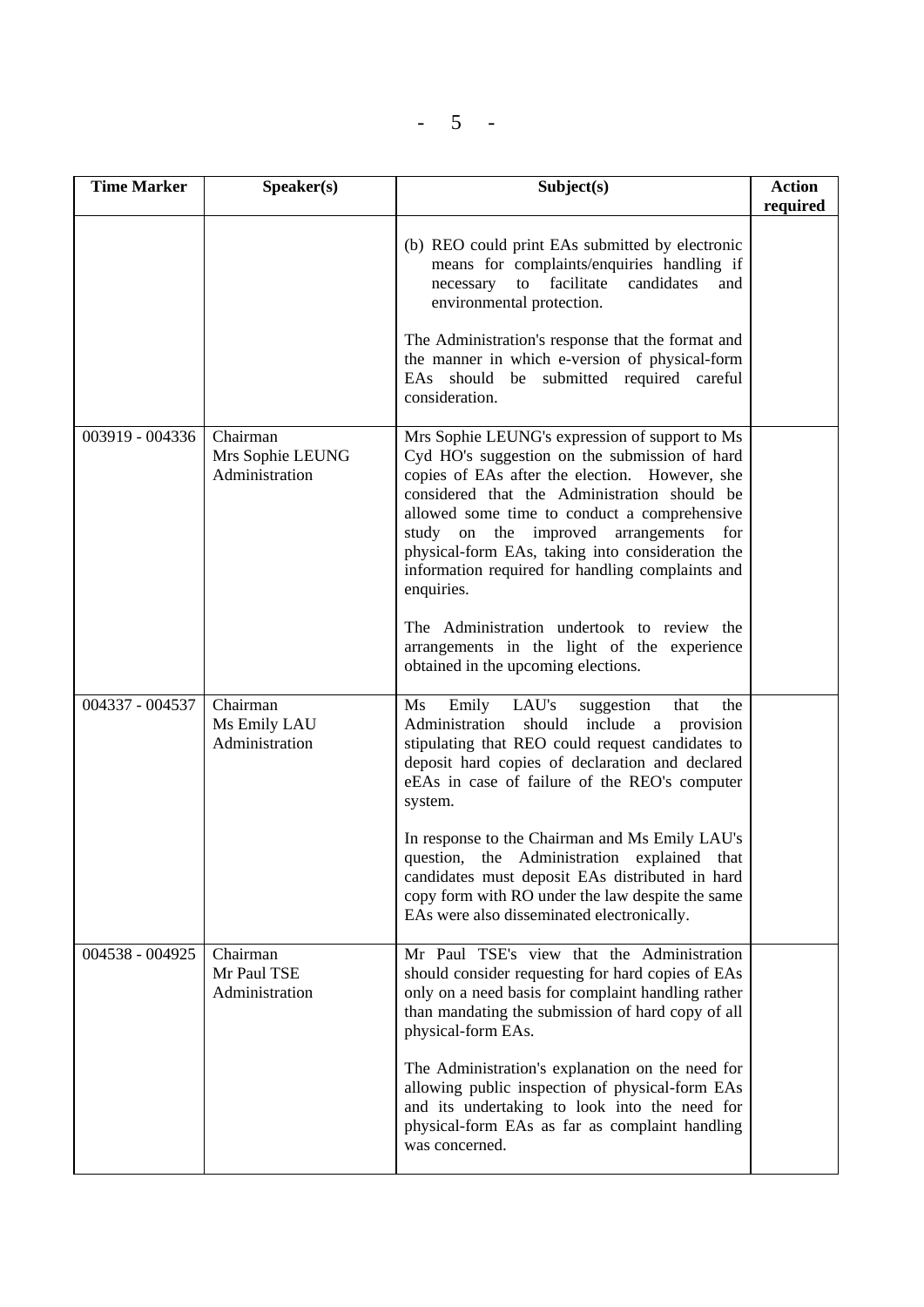| Time Marker | Speaker(s) | Subject(s) | Action required |
|---|---|---|---|
| | | (b) REO could print EAs submitted by electronic means for complaints/enquiries handling if necessary to facilitate candidates and environmental protection.<br><br>The Administration's response that the format and the manner in which e-version of physical-form EAs should be submitted required careful consideration. | |
| 003919 - 004336 | Chairman<br>Mrs Sophie LEUNG<br>Administration | Mrs Sophie LEUNG's expression of support to Ms Cyd HO's suggestion on the submission of hard copies of EAs after the election. However, she considered that the Administration should be allowed some time to conduct a comprehensive study on the improved arrangements for physical-form EAs, taking into consideration the information required for handling complaints and enquiries.<br><br>The Administration undertook to review the arrangements in the light of the experience obtained in the upcoming elections. | |
| 004337 - 004537 | Chairman<br>Ms Emily LAU<br>Administration | Ms Emily LAU's suggestion that the Administration should include a provision stipulating that REO could request candidates to deposit hard copies of declaration and declared eEAs in case of failure of the REO's computer system.<br><br>In response to the Chairman and Ms Emily LAU's question, the Administration explained that candidates must deposit EAs distributed in hard copy form with RO under the law despite the same EAs were also disseminated electronically. | |
| 004538 - 004925 | Chairman<br>Mr Paul TSE<br>Administration | Mr Paul TSE's view that the Administration should consider requesting for hard copies of EAs only on a need basis for complaint handling rather than mandating the submission of hard copy of all physical-form EAs.<br><br>The Administration's explanation on the need for allowing public inspection of physical-form EAs and its undertaking to look into the need for physical-form EAs as far as complaint handling was concerned. | |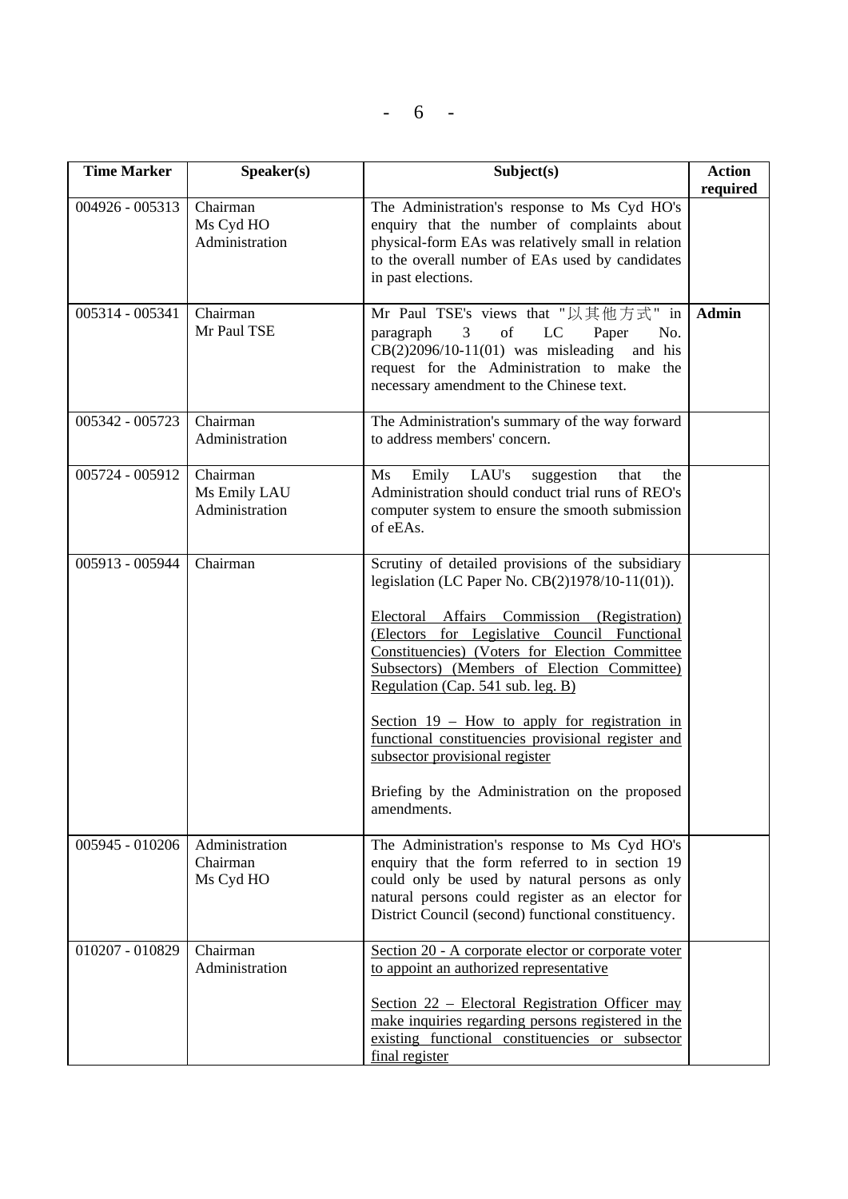| Time Marker | Speaker(s) | Subject(s) | Action required |
|---|---|---|---|
| 004926 - 005313 | Chairman<br>Ms Cyd HO<br>Administration | The Administration's response to Ms Cyd HO's enquiry that the number of complaints about physical-form EAs was relatively small in relation to the overall number of EAs used by candidates in past elections. | |
| 005314 - 005341 | Chairman<br>Mr Paul TSE | Mr Paul TSE's views that "以其他方式" in paragraph 3 of LC Paper No. CB(2)2096/10-11(01) was misleading and his request for the Administration to make the necessary amendment to the Chinese text. | **Admin** |
| 005342 - 005723 | Chairman<br>Administration | The Administration's summary of the way forward to address members' concern. | |
| 005724 - 005912 | Chairman<br>Ms Emily LAU<br>Administration | Ms Emily LAU's suggestion that the Administration should conduct trial runs of REO's computer system to ensure the smooth submission of eEAs. | |
| 005913 - 005944 | Chairman | Scrutiny of detailed provisions of the subsidiary legislation (LC Paper No. CB(2)1978/10-11(01)).<br><br><u>Electoral Affairs Commission (Registration) (Electors for Legislative Council Functional Constituencies) (Voters for Election Committee Subsectors) (Members of Election Committee) Regulation (Cap. 541 sub. leg. B)</u><br><br><u>Section 19 – How to apply for registration in functional constituencies provisional register and subsector provisional register</u><br><br>Briefing by the Administration on the proposed amendments. | |
| 005945 - 010206 | Administration<br>Chairman<br>Ms Cyd HO | The Administration's response to Ms Cyd HO's enquiry that the form referred to in section 19 could only be used by natural persons as only natural persons could register as an elector for District Council (second) functional constituency. | |
| 010207 - 010829 | Chairman<br>Administration | <u>Section 20 - A corporate elector or corporate voter to appoint an authorized representative</u><br><br><u>Section 22 – Electoral Registration Officer may make inquiries regarding persons registered in the existing functional constituencies or subsector final register</u> | |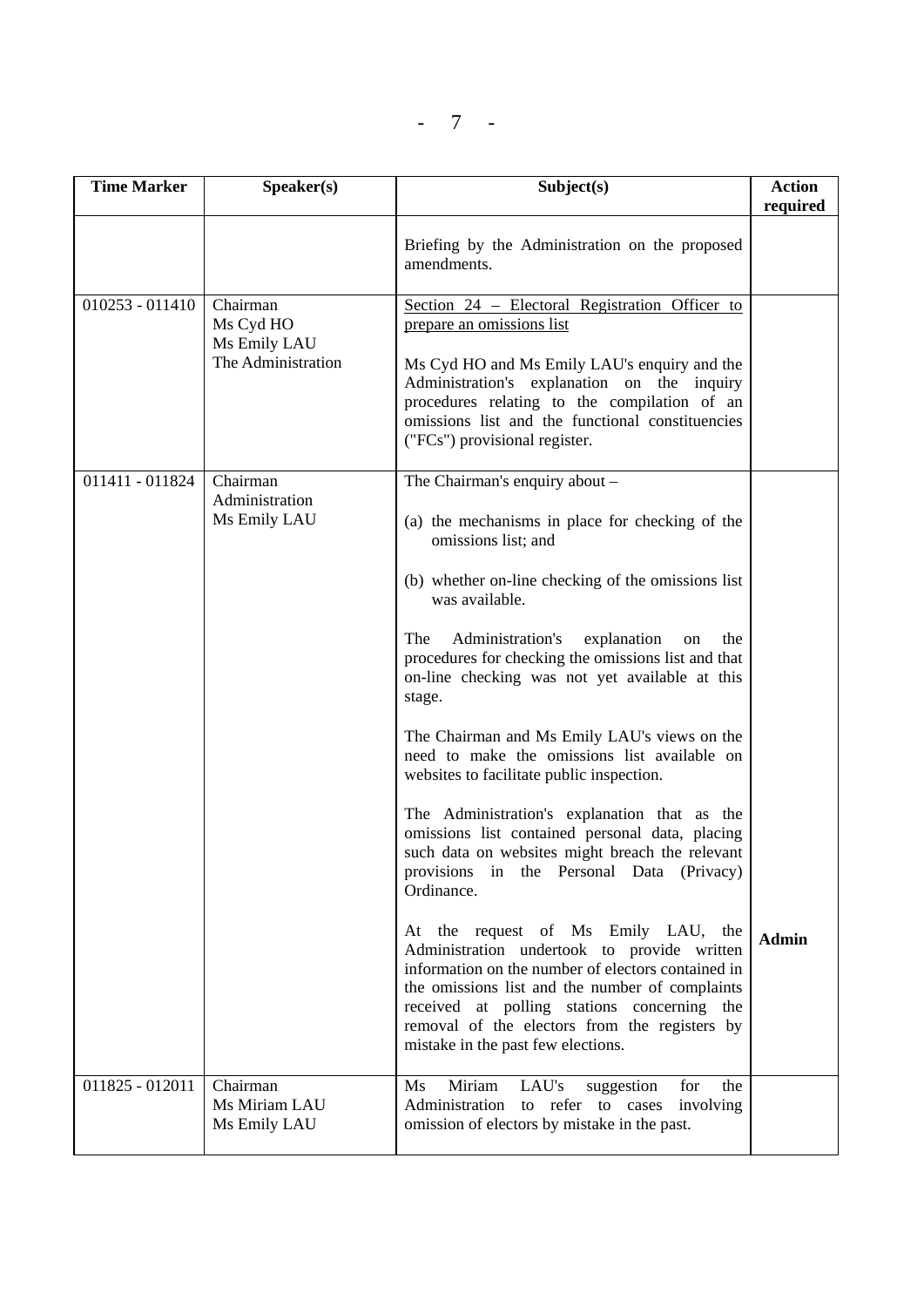| Time Marker | Speaker(s) | Subject(s) | Action required |
|---|---|---|---|
| | | Briefing by the Administration on the proposed amendments. | |
| 010253 - 011410 | Chairman<br>Ms Cyd HO<br>Ms Emily LAU<br>The Administration | <u>Section 24 – Electoral Registration Officer to prepare an omissions list</u><br><br>Ms Cyd HO and Ms Emily LAU's enquiry and the Administration's explanation on the inquiry procedures relating to the compilation of an omissions list and the functional constituencies ("FCs") provisional register. | |
| 011411 - 011824 | Chairman<br>Administration<br>Ms Emily LAU | The Chairman's enquiry about –<br><br>(a) the mechanisms in place for checking of the omissions list; and<br><br>(b) whether on-line checking of the omissions list was available.<br><br>The Administration's explanation on the procedures for checking the omissions list and that on-line checking was not yet available at this stage.<br><br>The Chairman and Ms Emily LAU's views on the need to make the omissions list available on websites to facilitate public inspection.<br><br>The Administration's explanation that as the omissions list contained personal data, placing such data on websites might breach the relevant provisions in the Personal Data (Privacy) Ordinance.<br><br>At the request of Ms Emily LAU, the Administration undertook to provide written information on the number of electors contained in the omissions list and the number of complaints received at polling stations concerning the removal of the electors from the registers by mistake in the past few elections. | **Admin** |
| 011825 - 012011 | Chairman<br>Ms Miriam LAU<br>Ms Emily LAU | Ms Miriam LAU's suggestion for the Administration to refer to cases involving omission of electors by mistake in the past. | |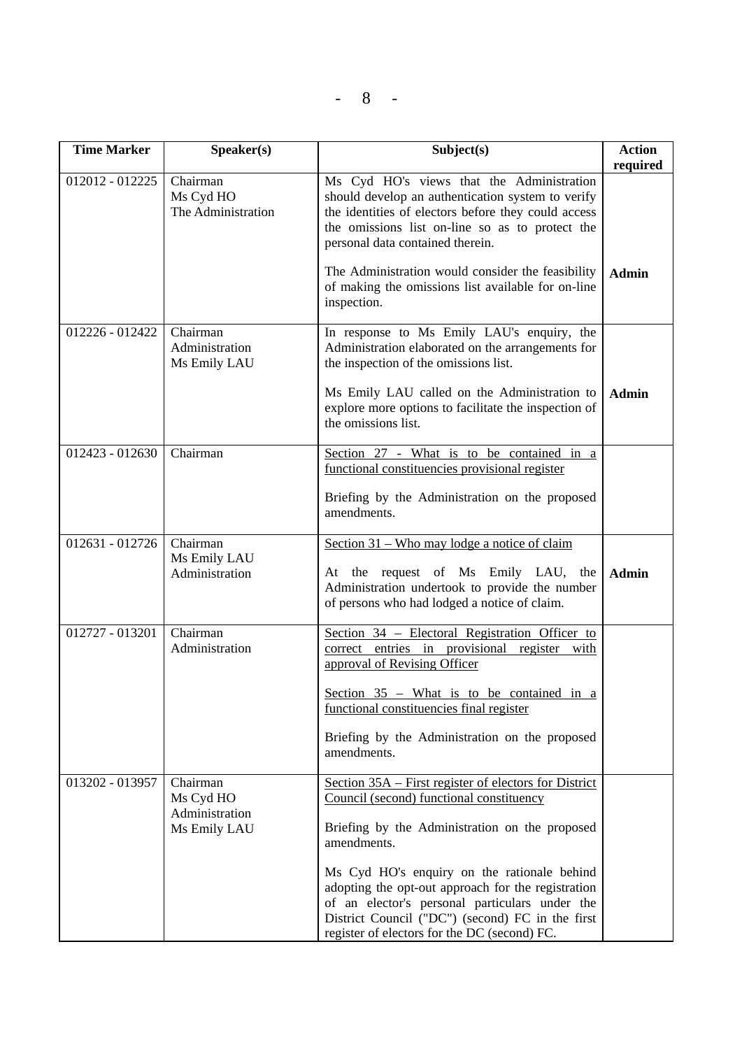| Time Marker | Speaker(s) | Subject(s) | Action required |
|---|---|---|---|
| 012012 - 012225 | Chairman<br>Ms Cyd HO<br>The Administration | Ms Cyd HO's views that the Administration should develop an authentication system to verify the identities of electors before they could access the omissions list on-line so as to protect the personal data contained therein.<br><br>The Administration would consider the feasibility of making the omissions list available for on-line inspection. | <br><br><br><br>**Admin** |
| 012226 - 012422 | Chairman<br>Administration<br>Ms Emily LAU | In response to Ms Emily LAU's enquiry, the Administration elaborated on the arrangements for the inspection of the omissions list.<br><br>Ms Emily LAU called on the Administration to explore more options to facilitate the inspection of the omissions list. | <br><br><br>**Admin** |
| 012423 - 012630 | Chairman | <u>Section 27 - What is to be contained in a functional constituencies provisional register</u><br><br>Briefing by the Administration on the proposed amendments. | |
| 012631 - 012726 | Chairman<br>Ms Emily LAU<br>Administration | <u>Section 31 – Who may lodge a notice of claim</u><br><br>At the request of Ms Emily LAU, the Administration undertook to provide the number of persons who had lodged a notice of claim. | <br><br>**Admin** |
| 012727 - 013201 | Chairman<br>Administration | <u>Section 34 – Electoral Registration Officer to correct entries in provisional register with approval of Revising Officer</u><br><br><u>Section 35 – What is to be contained in a functional constituencies final register</u><br><br>Briefing by the Administration on the proposed amendments. | |
| 013202 - 013957 | Chairman<br>Ms Cyd HO<br>Administration<br>Ms Emily LAU | <u>Section 35A – First register of electors for District Council (second) functional constituency</u><br><br>Briefing by the Administration on the proposed amendments.<br><br>Ms Cyd HO's enquiry on the rationale behind adopting the opt-out approach for the registration of an elector's personal particulars under the District Council ("DC") (second) FC in the first register of electors for the DC (second) FC. | |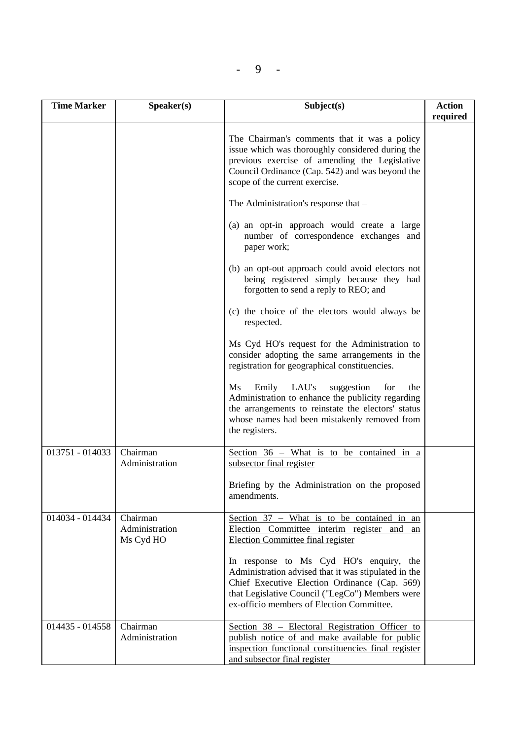| Time Marker | Speaker(s) | Subject(s) | Action required |
|---|---|---|---|
| | | The Chairman's comments that it was a policy issue which was thoroughly considered during the previous exercise of amending the Legislative Council Ordinance (Cap. 542) and was beyond the scope of the current exercise.<br><br>The Administration's response that –<br><br>(a) an opt-in approach would create a large number of correspondence exchanges and paper work;<br><br>(b) an opt-out approach could avoid electors not being registered simply because they had forgotten to send a reply to REO; and<br><br>(c) the choice of the electors would always be respected.<br><br>Ms Cyd HO's request for the Administration to consider adopting the same arrangements in the registration for geographical constituencies.<br><br>Ms Emily LAU's suggestion for the Administration to enhance the publicity regarding the arrangements to reinstate the electors' status whose names had been mistakenly removed from the registers. | |
| 013751 - 014033 | Chairman<br>Administration | <u>Section 36 – What is to be contained in a subsector final register</u><br><br>Briefing by the Administration on the proposed amendments. | |
| 014034 - 014434 | Chairman<br>Administration<br>Ms Cyd HO | <u>Section 37 – What is to be contained in an Election Committee interim register and an Election Committee final register</u><br><br>In response to Ms Cyd HO's enquiry, the Administration advised that it was stipulated in the Chief Executive Election Ordinance (Cap. 569) that Legislative Council ("LegCo") Members were ex-officio members of Election Committee. | |
| 014435 - 014558 | Chairman<br>Administration | <u>Section 38 – Electoral Registration Officer to publish notice of and make available for public inspection functional constituencies final register and subsector final register</u> | |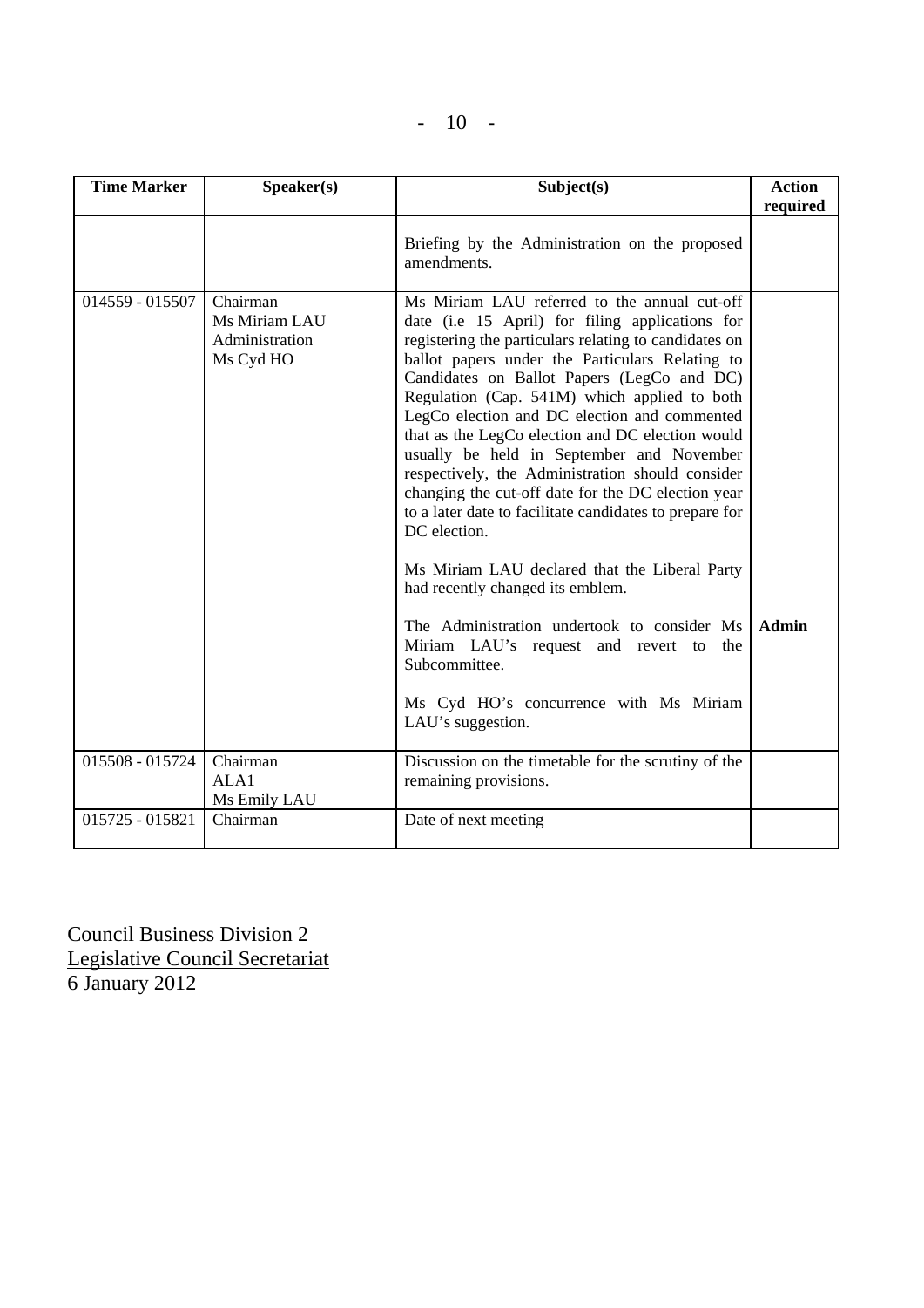| Time Marker | Speaker(s) | Subject(s) | Action required |
|---|---|---|---|
| | | Briefing by the Administration on the proposed amendments. | |
| 014559 - 015507 | Chairman<br>Ms Miriam LAU<br>Administration<br>Ms Cyd HO | Ms Miriam LAU referred to the annual cut-off date (i.e 15 April) for filing applications for registering the particulars relating to candidates on ballot papers under the Particulars Relating to Candidates on Ballot Papers (LegCo and DC) Regulation (Cap. 541M) which applied to both LegCo election and DC election and commented that as the LegCo election and DC election would usually be held in September and November respectively, the Administration should consider changing the cut-off date for the DC election year to a later date to facilitate candidates to prepare for DC election.<br><br>Ms Miriam LAU declared that the Liberal Party had recently changed its emblem.<br><br>The Administration undertook to consider Ms Miriam LAU's request and revert to the Subcommittee.<br><br>Ms Cyd HO's concurrence with Ms Miriam LAU's suggestion. | **Admin** |
| 015508 - 015724 | Chairman<br>ALA1<br>Ms Emily LAU | Discussion on the timetable for the scrutiny of the remaining provisions. | |
| 015725 - 015821 | Chairman | Date of next meeting | |

Council Business Division 2
Legislative Council Secretariat
6 January 2012